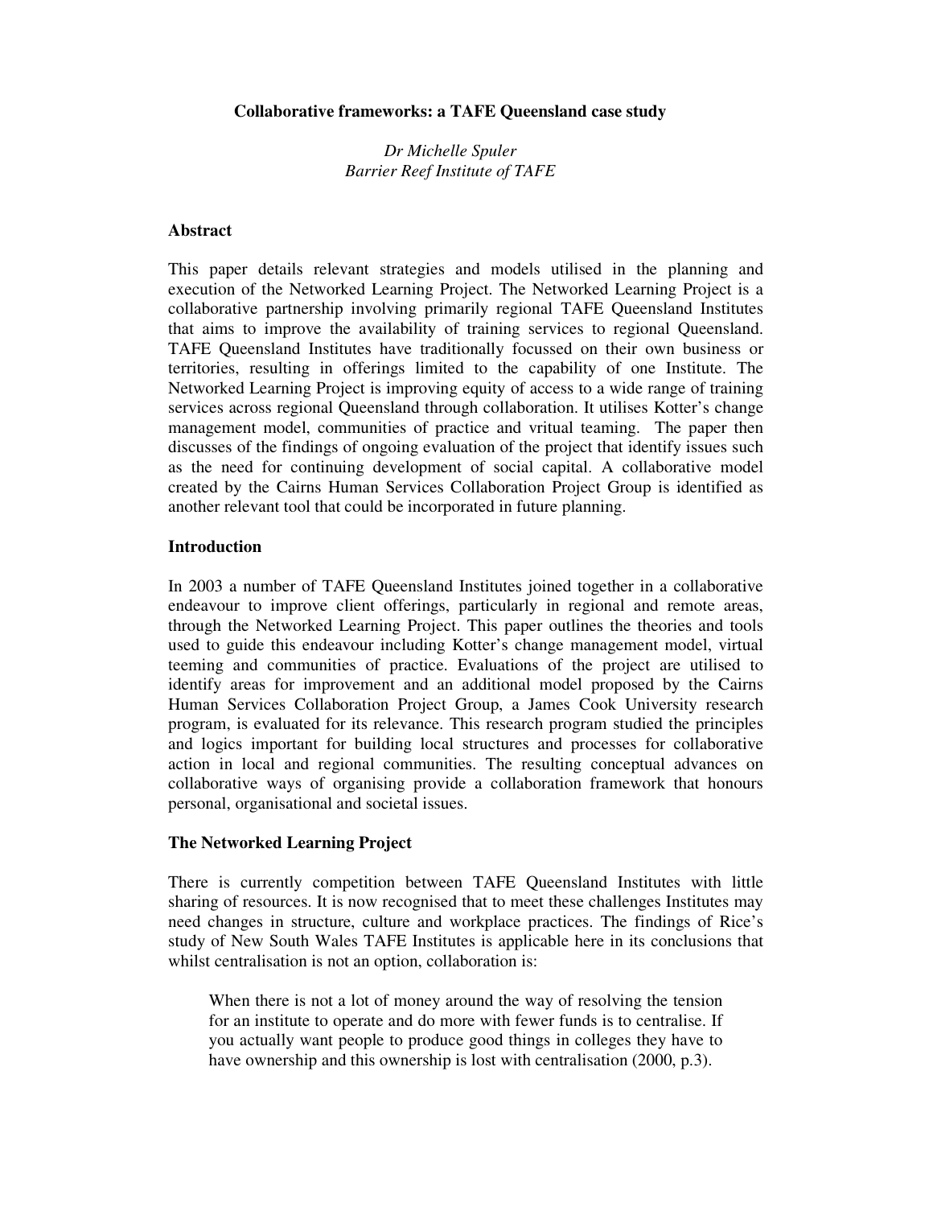# Collaborative frameworks: a TAFE Queensland case study

*Dr Michelle Spuler*
*Barrier Reef Institute of TAFE*

## Abstract

This paper details relevant strategies and models utilised in the planning and execution of the Networked Learning Project. The Networked Learning Project is a collaborative partnership involving primarily regional TAFE Queensland Institutes that aims to improve the availability of training services to regional Queensland. TAFE Queensland Institutes have traditionally focussed on their own business or territories, resulting in offerings limited to the capability of one Institute. The Networked Learning Project is improving equity of access to a wide range of training services across regional Queensland through collaboration. It utilises Kotter's change management model, communities of practice and vritual teaming. The paper then discusses of the findings of ongoing evaluation of the project that identify issues such as the need for continuing development of social capital. A collaborative model created by the Cairns Human Services Collaboration Project Group is identified as another relevant tool that could be incorporated in future planning.

## Introduction

In 2003 a number of TAFE Queensland Institutes joined together in a collaborative endeavour to improve client offerings, particularly in regional and remote areas, through the Networked Learning Project. This paper outlines the theories and tools used to guide this endeavour including Kotter's change management model, virtual teeming and communities of practice. Evaluations of the project are utilised to identify areas for improvement and an additional model proposed by the Cairns Human Services Collaboration Project Group, a James Cook University research program, is evaluated for its relevance. This research program studied the principles and logics important for building local structures and processes for collaborative action in local and regional communities. The resulting conceptual advances on collaborative ways of organising provide a collaboration framework that honours personal, organisational and societal issues.

## The Networked Learning Project

There is currently competition between TAFE Queensland Institutes with little sharing of resources. It is now recognised that to meet these challenges Institutes may need changes in structure, culture and workplace practices. The findings of Rice's study of New South Wales TAFE Institutes is applicable here in its conclusions that whilst centralisation is not an option, collaboration is:

> When there is not a lot of money around the way of resolving the tension for an institute to operate and do more with fewer funds is to centralise. If you actually want people to produce good things in colleges they have to have ownership and this ownership is lost with centralisation (2000, p.3).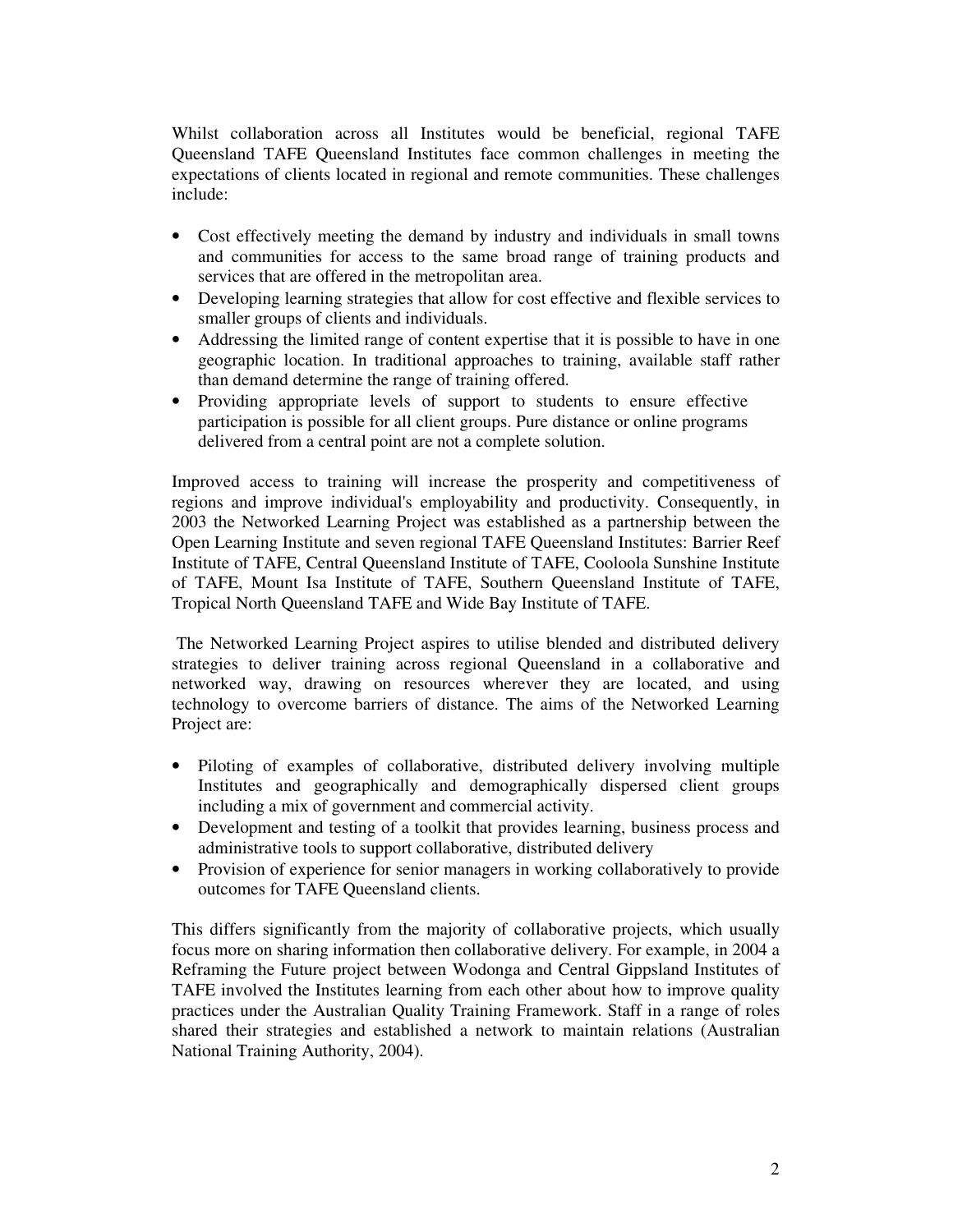Whilst collaboration across all Institutes would be beneficial, regional TAFE Queensland TAFE Queensland Institutes face common challenges in meeting the expectations of clients located in regional and remote communities. These challenges include:

- Cost effectively meeting the demand by industry and individuals in small towns and communities for access to the same broad range of training products and services that are offered in the metropolitan area.
- Developing learning strategies that allow for cost effective and flexible services to smaller groups of clients and individuals.
- Addressing the limited range of content expertise that it is possible to have in one geographic location. In traditional approaches to training, available staff rather than demand determine the range of training offered.
- Providing appropriate levels of support to students to ensure effective participation is possible for all client groups. Pure distance or online programs delivered from a central point are not a complete solution.

Improved access to training will increase the prosperity and competitiveness of regions and improve individual's employability and productivity. Consequently, in 2003 the Networked Learning Project was established as a partnership between the Open Learning Institute and seven regional TAFE Queensland Institutes: Barrier Reef Institute of TAFE, Central Queensland Institute of TAFE, Cooloola Sunshine Institute of TAFE, Mount Isa Institute of TAFE, Southern Queensland Institute of TAFE, Tropical North Queensland TAFE and Wide Bay Institute of TAFE.

The Networked Learning Project aspires to utilise blended and distributed delivery strategies to deliver training across regional Queensland in a collaborative and networked way, drawing on resources wherever they are located, and using technology to overcome barriers of distance. The aims of the Networked Learning Project are:

- Piloting of examples of collaborative, distributed delivery involving multiple Institutes and geographically and demographically dispersed client groups including a mix of government and commercial activity.
- Development and testing of a toolkit that provides learning, business process and administrative tools to support collaborative, distributed delivery
- Provision of experience for senior managers in working collaboratively to provide outcomes for TAFE Queensland clients.

This differs significantly from the majority of collaborative projects, which usually focus more on sharing information then collaborative delivery. For example, in 2004 a Reframing the Future project between Wodonga and Central Gippsland Institutes of TAFE involved the Institutes learning from each other about how to improve quality practices under the Australian Quality Training Framework. Staff in a range of roles shared their strategies and established a network to maintain relations (Australian National Training Authority, 2004).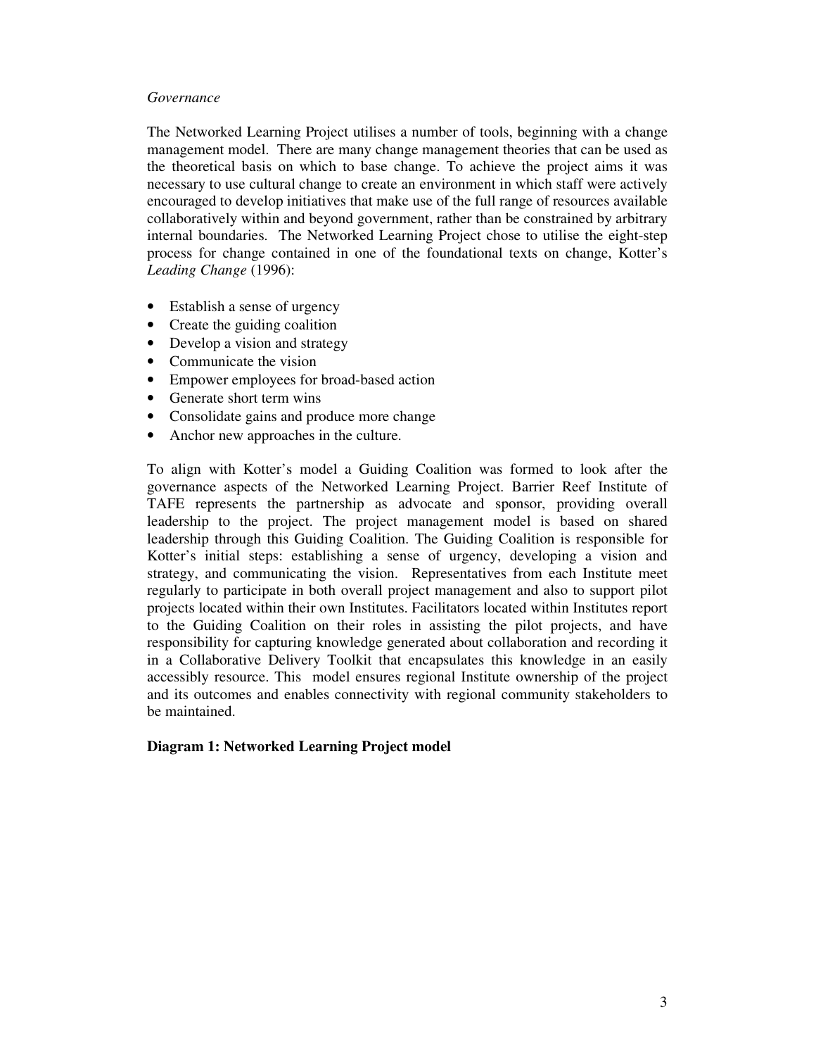*Governance*

The Networked Learning Project utilises a number of tools, beginning with a change management model. There are many change management theories that can be used as the theoretical basis on which to base change. To achieve the project aims it was necessary to use cultural change to create an environment in which staff were actively encouraged to develop initiatives that make use of the full range of resources available collaboratively within and beyond government, rather than be constrained by arbitrary internal boundaries. The Networked Learning Project chose to utilise the eight-step process for change contained in one of the foundational texts on change, Kotter's *Leading Change* (1996):

- Establish a sense of urgency
- Create the guiding coalition
- Develop a vision and strategy
- Communicate the vision
- Empower employees for broad-based action
- Generate short term wins
- Consolidate gains and produce more change
- Anchor new approaches in the culture.

To align with Kotter's model a Guiding Coalition was formed to look after the governance aspects of the Networked Learning Project. Barrier Reef Institute of TAFE represents the partnership as advocate and sponsor, providing overall leadership to the project. The project management model is based on shared leadership through this Guiding Coalition. The Guiding Coalition is responsible for Kotter's initial steps: establishing a sense of urgency, developing a vision and strategy, and communicating the vision. Representatives from each Institute meet regularly to participate in both overall project management and also to support pilot projects located within their own Institutes. Facilitators located within Institutes report to the Guiding Coalition on their roles in assisting the pilot projects, and have responsibility for capturing knowledge generated about collaboration and recording it in a Collaborative Delivery Toolkit that encapsulates this knowledge in an easily accessibly resource. This model ensures regional Institute ownership of the project and its outcomes and enables connectivity with regional community stakeholders to be maintained.

**Diagram 1: Networked Learning Project model**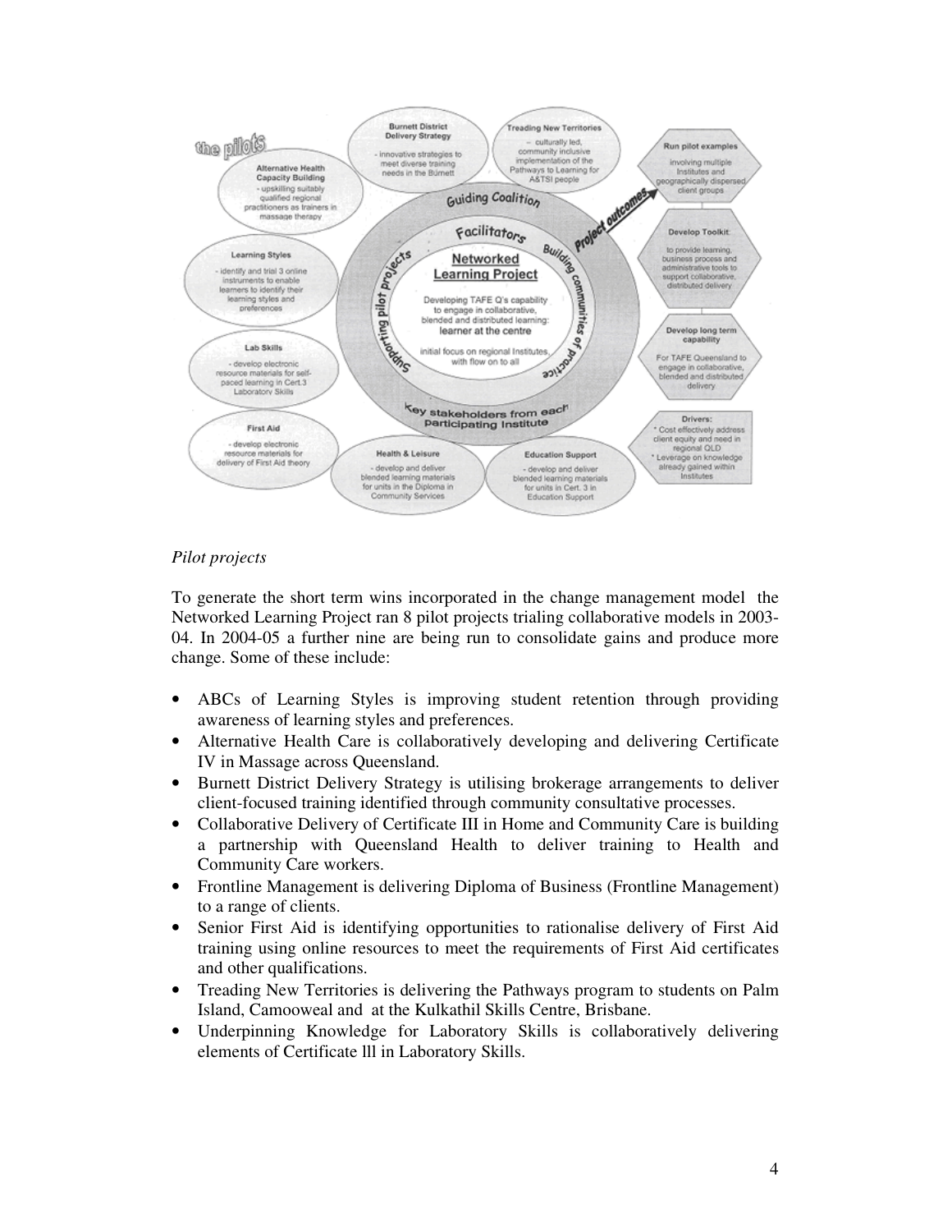*Pilot projects*

To generate the short term wins incorporated in the change management model the Networked Learning Project ran 8 pilot projects trialing collaborative models in 2003-04. In 2004-05 a further nine are being run to consolidate gains and produce more change. Some of these include:

- ABCs of Learning Styles is improving student retention through providing awareness of learning styles and preferences.
- Alternative Health Care is collaboratively developing and delivering Certificate IV in Massage across Queensland.
- Burnett District Delivery Strategy is utilising brokerage arrangements to deliver client-focused training identified through community consultative processes.
- Collaborative Delivery of Certificate III in Home and Community Care is building a partnership with Queensland Health to deliver training to Health and Community Care workers.
- Frontline Management is delivering Diploma of Business (Frontline Management) to a range of clients.
- Senior First Aid is identifying opportunities to rationalise delivery of First Aid training using online resources to meet the requirements of First Aid certificates and other qualifications.
- Treading New Territories is delivering the Pathways program to students on Palm Island, Camooweal and at the Kulkathil Skills Centre, Brisbane.
- Underpinning Knowledge for Laboratory Skills is collaboratively delivering elements of Certificate lll in Laboratory Skills.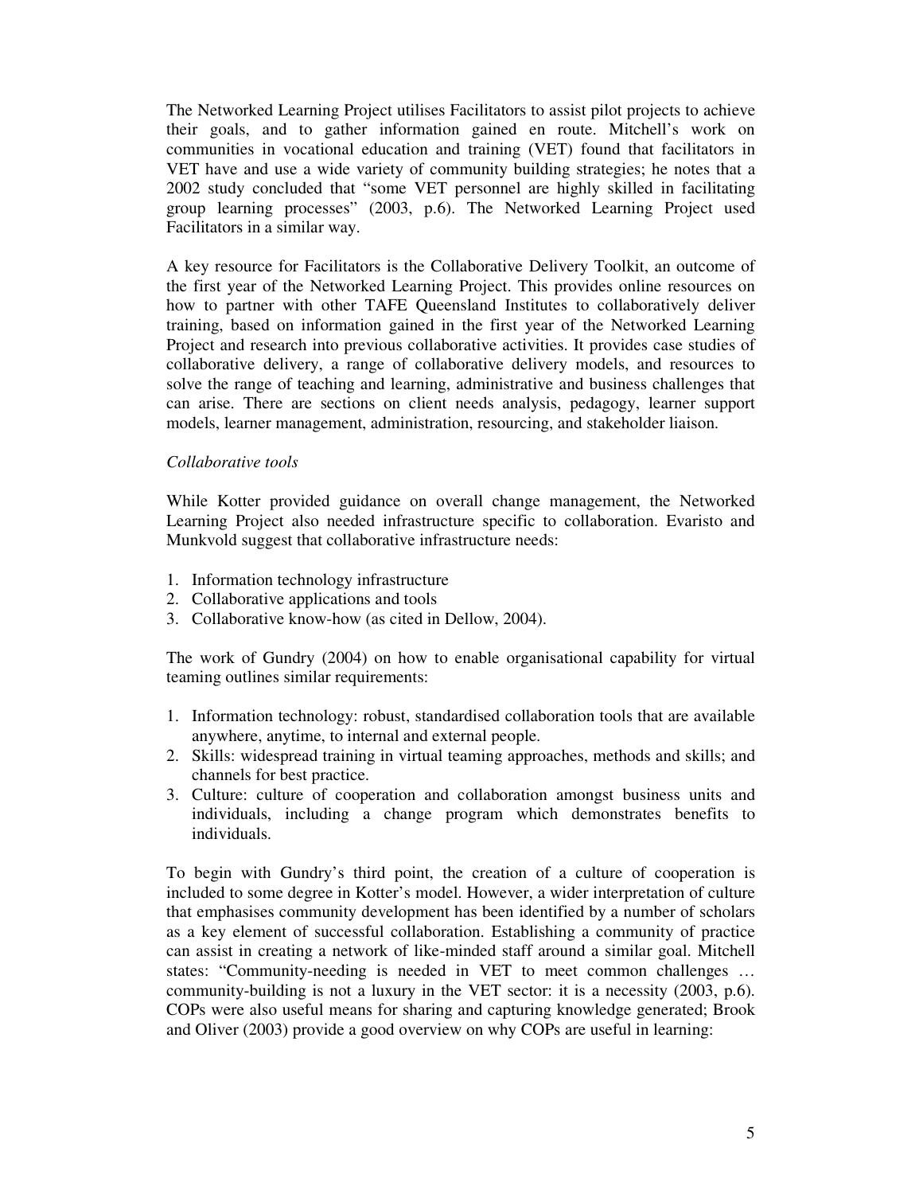The Networked Learning Project utilises Facilitators to assist pilot projects to achieve their goals, and to gather information gained en route. Mitchell's work on communities in vocational education and training (VET) found that facilitators in VET have and use a wide variety of community building strategies; he notes that a 2002 study concluded that "some VET personnel are highly skilled in facilitating group learning processes" (2003, p.6). The Networked Learning Project used Facilitators in a similar way.

A key resource for Facilitators is the Collaborative Delivery Toolkit, an outcome of the first year of the Networked Learning Project. This provides online resources on how to partner with other TAFE Queensland Institutes to collaboratively deliver training, based on information gained in the first year of the Networked Learning Project and research into previous collaborative activities. It provides case studies of collaborative delivery, a range of collaborative delivery models, and resources to solve the range of teaching and learning, administrative and business challenges that can arise. There are sections on client needs analysis, pedagogy, learner support models, learner management, administration, resourcing, and stakeholder liaison.

*Collaborative tools*

While Kotter provided guidance on overall change management, the Networked Learning Project also needed infrastructure specific to collaboration. Evaristo and Munkvold suggest that collaborative infrastructure needs:

1. Information technology infrastructure
2. Collaborative applications and tools
3. Collaborative know-how (as cited in Dellow, 2004).

The work of Gundry (2004) on how to enable organisational capability for virtual teaming outlines similar requirements:

1. Information technology: robust, standardised collaboration tools that are available anywhere, anytime, to internal and external people.
2. Skills: widespread training in virtual teaming approaches, methods and skills; and channels for best practice.
3. Culture: culture of cooperation and collaboration amongst business units and individuals, including a change program which demonstrates benefits to individuals.

To begin with Gundry's third point, the creation of a culture of cooperation is included to some degree in Kotter's model. However, a wider interpretation of culture that emphasises community development has been identified by a number of scholars as a key element of successful collaboration. Establishing a community of practice can assist in creating a network of like-minded staff around a similar goal. Mitchell states: "Community-needing is needed in VET to meet common challenges … community-building is not a luxury in the VET sector: it is a necessity (2003, p.6). COPs were also useful means for sharing and capturing knowledge generated; Brook and Oliver (2003) provide a good overview on why COPs are useful in learning: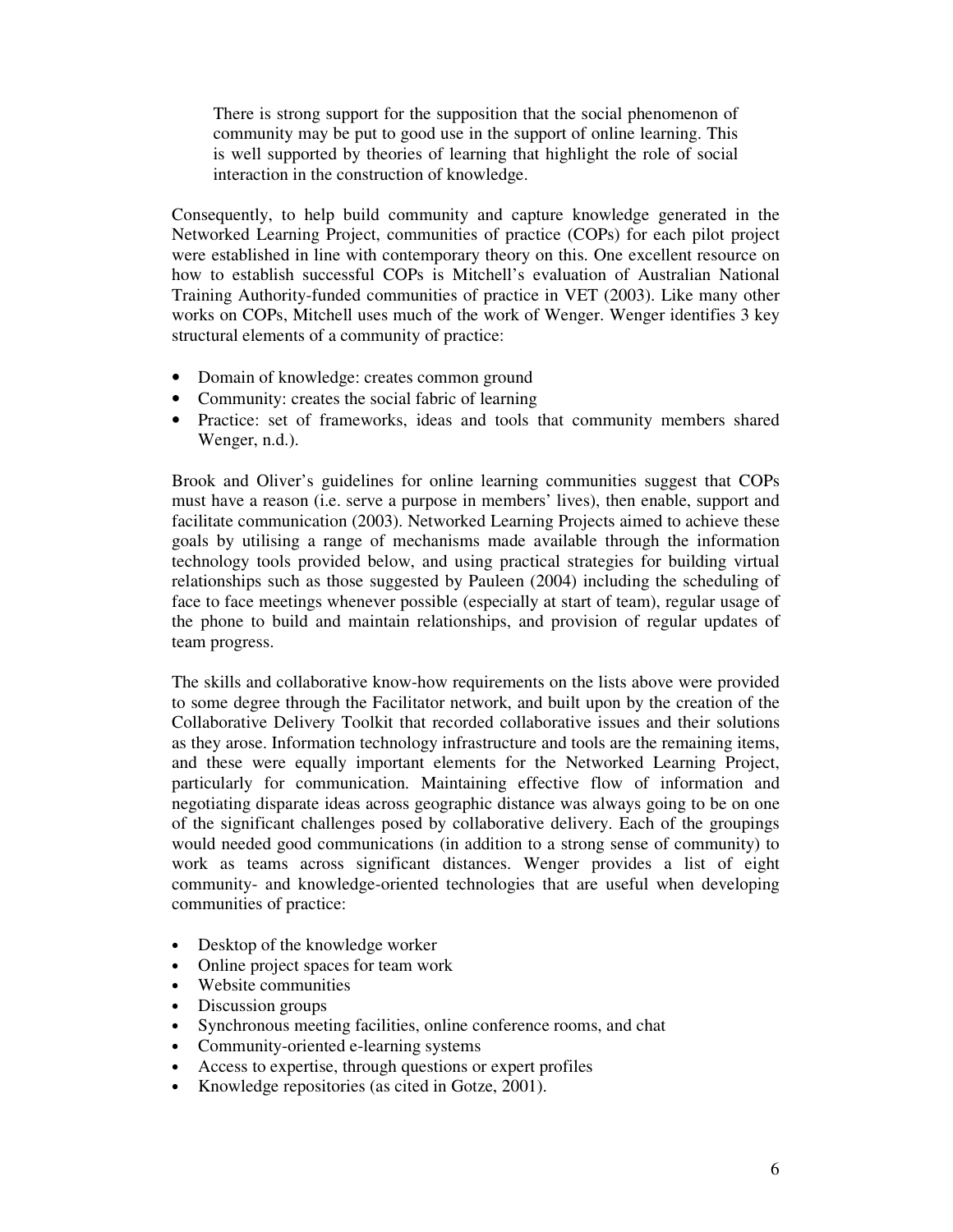> There is strong support for the supposition that the social phenomenon of community may be put to good use in the support of online learning. This is well supported by theories of learning that highlight the role of social interaction in the construction of knowledge.

Consequently, to help build community and capture knowledge generated in the Networked Learning Project, communities of practice (COPs) for each pilot project were established in line with contemporary theory on this. One excellent resource on how to establish successful COPs is Mitchell's evaluation of Australian National Training Authority-funded communities of practice in VET (2003). Like many other works on COPs, Mitchell uses much of the work of Wenger. Wenger identifies 3 key structural elements of a community of practice:

- Domain of knowledge: creates common ground
- Community: creates the social fabric of learning
- Practice: set of frameworks, ideas and tools that community members shared Wenger, n.d.).

Brook and Oliver's guidelines for online learning communities suggest that COPs must have a reason (i.e. serve a purpose in members' lives), then enable, support and facilitate communication (2003). Networked Learning Projects aimed to achieve these goals by utilising a range of mechanisms made available through the information technology tools provided below, and using practical strategies for building virtual relationships such as those suggested by Pauleen (2004) including the scheduling of face to face meetings whenever possible (especially at start of team), regular usage of the phone to build and maintain relationships, and provision of regular updates of team progress.

The skills and collaborative know-how requirements on the lists above were provided to some degree through the Facilitator network, and built upon by the creation of the Collaborative Delivery Toolkit that recorded collaborative issues and their solutions as they arose. Information technology infrastructure and tools are the remaining items, and these were equally important elements for the Networked Learning Project, particularly for communication. Maintaining effective flow of information and negotiating disparate ideas across geographic distance was always going to be on one of the significant challenges posed by collaborative delivery. Each of the groupings would needed good communications (in addition to a strong sense of community) to work as teams across significant distances. Wenger provides a list of eight community- and knowledge-oriented technologies that are useful when developing communities of practice:

- Desktop of the knowledge worker
- Online project spaces for team work
- Website communities
- Discussion groups
- Synchronous meeting facilities, online conference rooms, and chat
- Community-oriented e-learning systems
- Access to expertise, through questions or expert profiles
- Knowledge repositories (as cited in Gotze, 2001).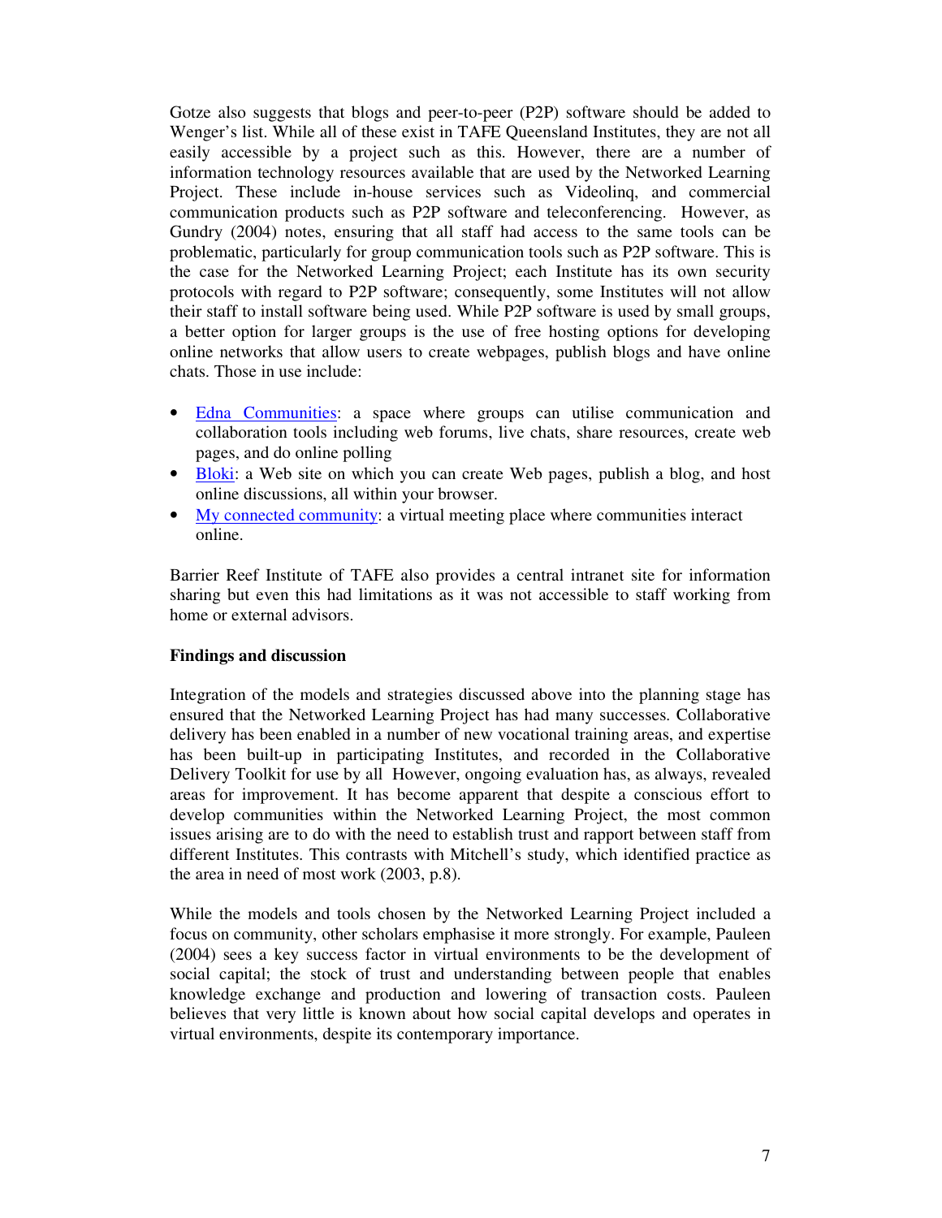Gotze also suggests that blogs and peer-to-peer (P2P) software should be added to Wenger's list. While all of these exist in TAFE Queensland Institutes, they are not all easily accessible by a project such as this. However, there are a number of information technology resources available that are used by the Networked Learning Project. These include in-house services such as Videolinq, and commercial communication products such as P2P software and teleconferencing. However, as Gundry (2004) notes, ensuring that all staff had access to the same tools can be problematic, particularly for group communication tools such as P2P software. This is the case for the Networked Learning Project; each Institute has its own security protocols with regard to P2P software; consequently, some Institutes will not allow their staff to install software being used. While P2P software is used by small groups, a better option for larger groups is the use of free hosting options for developing online networks that allow users to create webpages, publish blogs and have online chats. Those in use include:

- Edna Communities: a space where groups can utilise communication and collaboration tools including web forums, live chats, share resources, create web pages, and do online polling
- Bloki: a Web site on which you can create Web pages, publish a blog, and host online discussions, all within your browser.
- My connected community: a virtual meeting place where communities interact online.

Barrier Reef Institute of TAFE also provides a central intranet site for information sharing but even this had limitations as it was not accessible to staff working from home or external advisors.

**Findings and discussion**

Integration of the models and strategies discussed above into the planning stage has ensured that the Networked Learning Project has had many successes. Collaborative delivery has been enabled in a number of new vocational training areas, and expertise has been built-up in participating Institutes, and recorded in the Collaborative Delivery Toolkit for use by all However, ongoing evaluation has, as always, revealed areas for improvement. It has become apparent that despite a conscious effort to develop communities within the Networked Learning Project, the most common issues arising are to do with the need to establish trust and rapport between staff from different Institutes. This contrasts with Mitchell's study, which identified practice as the area in need of most work (2003, p.8).

While the models and tools chosen by the Networked Learning Project included a focus on community, other scholars emphasise it more strongly. For example, Pauleen (2004) sees a key success factor in virtual environments to be the development of social capital; the stock of trust and understanding between people that enables knowledge exchange and production and lowering of transaction costs. Pauleen believes that very little is known about how social capital develops and operates in virtual environments, despite its contemporary importance.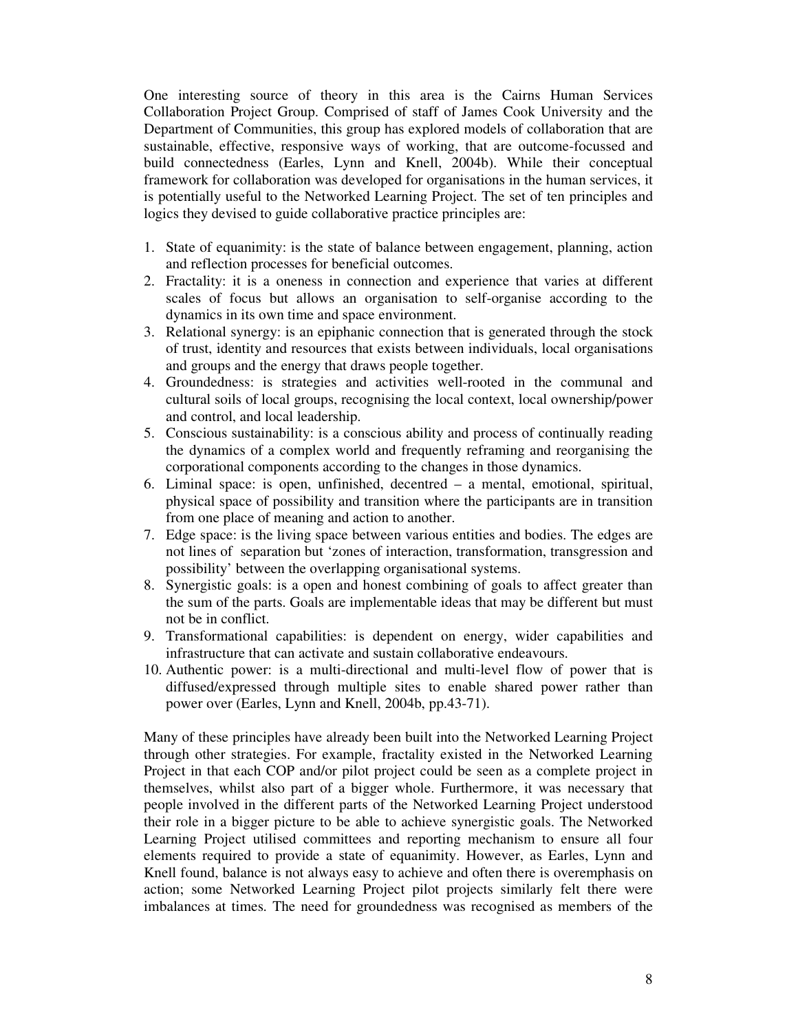One interesting source of theory in this area is the Cairns Human Services Collaboration Project Group. Comprised of staff of James Cook University and the Department of Communities, this group has explored models of collaboration that are sustainable, effective, responsive ways of working, that are outcome-focussed and build connectedness (Earles, Lynn and Knell, 2004b). While their conceptual framework for collaboration was developed for organisations in the human services, it is potentially useful to the Networked Learning Project. The set of ten principles and logics they devised to guide collaborative practice principles are:

1. State of equanimity: is the state of balance between engagement, planning, action and reflection processes for beneficial outcomes.
2. Fractality: it is a oneness in connection and experience that varies at different scales of focus but allows an organisation to self-organise according to the dynamics in its own time and space environment.
3. Relational synergy: is an epiphanic connection that is generated through the stock of trust, identity and resources that exists between individuals, local organisations and groups and the energy that draws people together.
4. Groundedness: is strategies and activities well-rooted in the communal and cultural soils of local groups, recognising the local context, local ownership/power and control, and local leadership.
5. Conscious sustainability: is a conscious ability and process of continually reading the dynamics of a complex world and frequently reframing and reorganising the corporational components according to the changes in those dynamics.
6. Liminal space: is open, unfinished, decentred – a mental, emotional, spiritual, physical space of possibility and transition where the participants are in transition from one place of meaning and action to another.
7. Edge space: is the living space between various entities and bodies. The edges are not lines of separation but 'zones of interaction, transformation, transgression and possibility' between the overlapping organisational systems.
8. Synergistic goals: is a open and honest combining of goals to affect greater than the sum of the parts. Goals are implementable ideas that may be different but must not be in conflict.
9. Transformational capabilities: is dependent on energy, wider capabilities and infrastructure that can activate and sustain collaborative endeavours.
10. Authentic power: is a multi-directional and multi-level flow of power that is diffused/expressed through multiple sites to enable shared power rather than power over (Earles, Lynn and Knell, 2004b, pp.43-71).

Many of these principles have already been built into the Networked Learning Project through other strategies. For example, fractality existed in the Networked Learning Project in that each COP and/or pilot project could be seen as a complete project in themselves, whilst also part of a bigger whole. Furthermore, it was necessary that people involved in the different parts of the Networked Learning Project understood their role in a bigger picture to be able to achieve synergistic goals. The Networked Learning Project utilised committees and reporting mechanism to ensure all four elements required to provide a state of equanimity. However, as Earles, Lynn and Knell found, balance is not always easy to achieve and often there is overemphasis on action; some Networked Learning Project pilot projects similarly felt there were imbalances at times. The need for groundedness was recognised as members of the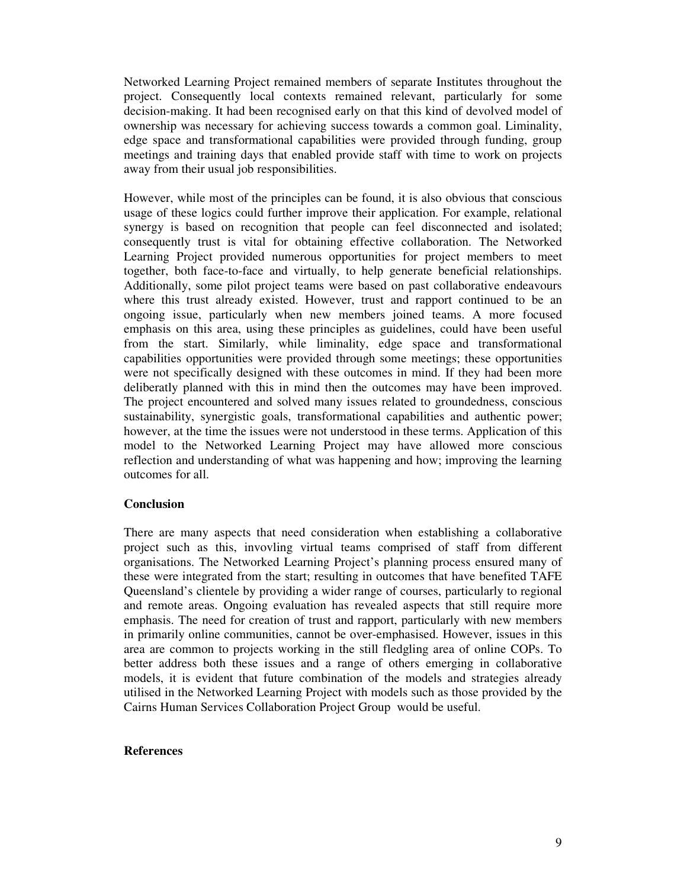Networked Learning Project remained members of separate Institutes throughout the project. Consequently local contexts remained relevant, particularly for some decision-making. It had been recognised early on that this kind of devolved model of ownership was necessary for achieving success towards a common goal. Liminality, edge space and transformational capabilities were provided through funding, group meetings and training days that enabled provide staff with time to work on projects away from their usual job responsibilities.

However, while most of the principles can be found, it is also obvious that conscious usage of these logics could further improve their application. For example, relational synergy is based on recognition that people can feel disconnected and isolated; consequently trust is vital for obtaining effective collaboration. The Networked Learning Project provided numerous opportunities for project members to meet together, both face-to-face and virtually, to help generate beneficial relationships. Additionally, some pilot project teams were based on past collaborative endeavours where this trust already existed. However, trust and rapport continued to be an ongoing issue, particularly when new members joined teams. A more focused emphasis on this area, using these principles as guidelines, could have been useful from the start. Similarly, while liminality, edge space and transformational capabilities opportunities were provided through some meetings; these opportunities were not specifically designed with these outcomes in mind. If they had been more deliberatly planned with this in mind then the outcomes may have been improved. The project encountered and solved many issues related to groundedness, conscious sustainability, synergistic goals, transformational capabilities and authentic power; however, at the time the issues were not understood in these terms. Application of this model to the Networked Learning Project may have allowed more conscious reflection and understanding of what was happening and how; improving the learning outcomes for all.

**Conclusion**

There are many aspects that need consideration when establishing a collaborative project such as this, invovling virtual teams comprised of staff from different organisations. The Networked Learning Project's planning process ensured many of these were integrated from the start; resulting in outcomes that have benefited TAFE Queensland's clientele by providing a wider range of courses, particularly to regional and remote areas. Ongoing evaluation has revealed aspects that still require more emphasis. The need for creation of trust and rapport, particularly with new members in primarily online communities, cannot be over-emphasised. However, issues in this area are common to projects working in the still fledgling area of online COPs. To better address both these issues and a range of others emerging in collaborative models, it is evident that future combination of the models and strategies already utilised in the Networked Learning Project with models such as those provided by the Cairns Human Services Collaboration Project Group would be useful.

**References**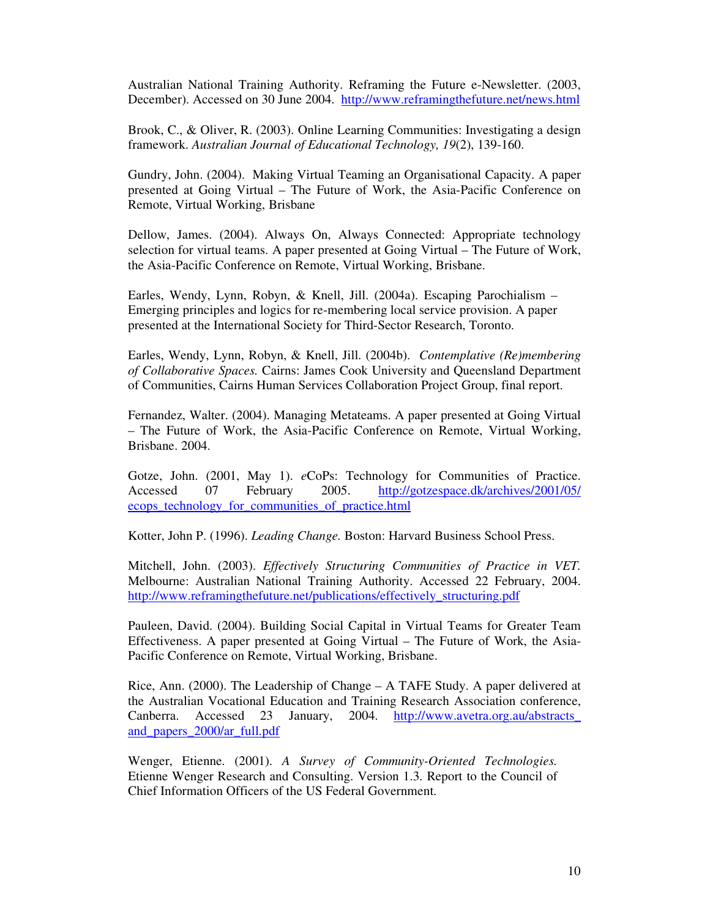Australian National Training Authority. Reframing the Future e-Newsletter. (2003, December). Accessed on 30 June 2004. http://www.reframingthefuture.net/news.html

Brook, C., & Oliver, R. (2003). Online Learning Communities: Investigating a design framework. *Australian Journal of Educational Technology, 19*(2), 139-160.

Gundry, John. (2004). Making Virtual Teaming an Organisational Capacity. A paper presented at Going Virtual – The Future of Work, the Asia-Pacific Conference on Remote, Virtual Working, Brisbane

Dellow, James. (2004). Always On, Always Connected: Appropriate technology selection for virtual teams. A paper presented at Going Virtual – The Future of Work, the Asia-Pacific Conference on Remote, Virtual Working, Brisbane.

Earles, Wendy, Lynn, Robyn, & Knell, Jill. (2004a). Escaping Parochialism – Emerging principles and logics for re-membering local service provision. A paper presented at the International Society for Third-Sector Research, Toronto.

Earles, Wendy, Lynn, Robyn, & Knell, Jill. (2004b). *Contemplative (Re)membering of Collaborative Spaces.* Cairns: James Cook University and Queensland Department of Communities, Cairns Human Services Collaboration Project Group, final report.

Fernandez, Walter. (2004). Managing Metateams. A paper presented at Going Virtual – The Future of Work, the Asia-Pacific Conference on Remote, Virtual Working, Brisbane. 2004.

Gotze, John. (2001, May 1). *e*CoPs: Technology for Communities of Practice. Accessed 07 February 2005. http://gotzespace.dk/archives/2001/05/ecops_technology_for_communities_of_practice.html

Kotter, John P. (1996). *Leading Change.* Boston: Harvard Business School Press.

Mitchell, John. (2003). *Effectively Structuring Communities of Practice in VET.* Melbourne: Australian National Training Authority. Accessed 22 February, 2004. http://www.reframingthefuture.net/publications/effectively_structuring.pdf

Pauleen, David. (2004). Building Social Capital in Virtual Teams for Greater Team Effectiveness. A paper presented at Going Virtual – The Future of Work, the Asia-Pacific Conference on Remote, Virtual Working, Brisbane.

Rice, Ann. (2000). The Leadership of Change – A TAFE Study. A paper delivered at the Australian Vocational Education and Training Research Association conference, Canberra. Accessed 23 January, 2004. http://www.avetra.org.au/abstracts_and_papers_2000/ar_full.pdf

Wenger, Etienne. (2001). *A Survey of Community-Oriented Technologies.* Etienne Wenger Research and Consulting. Version 1.3. Report to the Council of Chief Information Officers of the US Federal Government.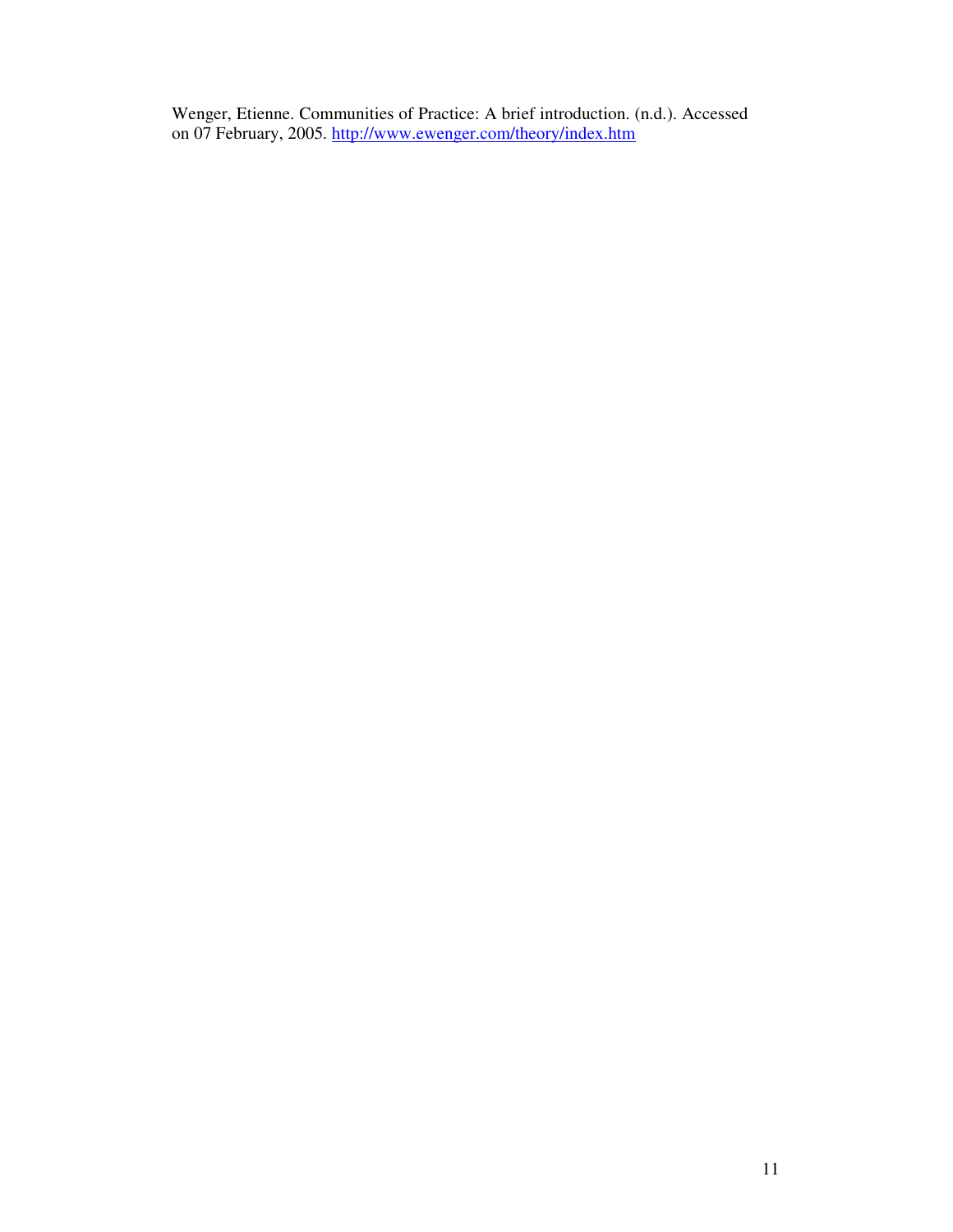Wenger, Etienne. Communities of Practice: A brief introduction. (n.d.). Accessed on 07 February, 2005. http://www.ewenger.com/theory/index.htm